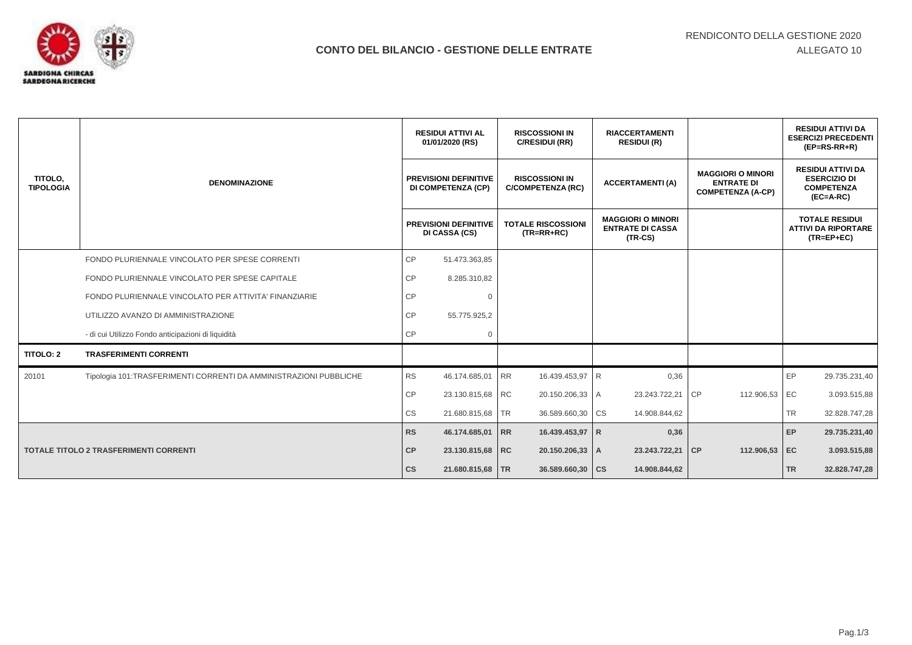RENDICONTO DELLA GESTIONE 2020

ALLEGATO 10

SARDIGNA CHIRCAS SARDEGNA RICERCHE

# CONTO DEL BILANCIO - GESTIONE DELLE ENTRATE

| TITOLO, TIPOLOGIA | DENOMINAZIONE | | RESIDUI ATTIVI AL 01/01/2020 (RS) / PREVISIONI DEFINITIVE DI COMPETENZA (CP) / PREVISIONI DEFINITIVE DI CASSA (CS) | | RISCOSSIONI IN C/RESIDUI (RR) / RISCOSSIONI IN C/COMPETENZA (RC) / TOTALE RISCOSSIONI (TR=RR+RC) | | RIACCERTAMENTI RESIDUI (R) / ACCERTAMENTI (A) / MAGGIORI O MINORI ENTRATE DI CASSA (TR-CS) | | MAGGIORI O MINORI ENTRATE DI COMPETENZA (A-CP) | | RESIDUI ATTIVI DA ESERCIZI PRECEDENTI (EP=RS-RR+R) / RESIDUI ATTIVI DA ESERCIZIO DI COMPETENZA (EC=A-RC) / TOTALE RESIDUI ATTIVI DA RIPORTARE (TR=EP+EC) |
|---|---|---|---|---|---|---|---|---|---|---|---|
| | FONDO PLURIENNALE VINCOLATO PER SPESE CORRENTI | CP | 51.473.363,85 | | | | | | | | |
| | FONDO PLURIENNALE VINCOLATO PER SPESE CAPITALE | CP | 8.285.310,82 | | | | | | | | |
| | FONDO PLURIENNALE VINCOLATO PER ATTIVITA' FINANZIARIE | CP | 0 | | | | | | | | |
| | UTILIZZO AVANZO DI AMMINISTRAZIONE | CP | 55.775.925,2 | | | | | | | | |
| | - di cui Utilizzo Fondo anticipazioni di liquidità | CP | 0 | | | | | | | | |
| **TITOLO: 2** | **TRASFERIMENTI CORRENTI** | | | | | | | | | | |
| 20101 | Tipologia 101:TRASFERIMENTI CORRENTI DA AMMINISTRAZIONI PUBBLICHE | RS | 46.174.685,01 | RR | 16.439.453,97 | R | 0,36 | | | EP | 29.735.231,40 |
| | | CP | 23.130.815,68 | RC | 20.150.206,33 | A | 23.243.722,21 | CP | 112.906,53 | EC | 3.093.515,88 |
| | | CS | 21.680.815,68 | TR | 36.589.660,30 | CS | 14.908.844,62 | | | TR | 32.828.747,28 |
| **TOTALE TITOLO 2 TRASFERIMENTI CORRENTI** | | **RS** | **46.174.685,01** | **RR** | **16.439.453,97** | **R** | **0,36** | | | **EP** | **29.735.231,40** |
| | | **CP** | **23.130.815,68** | **RC** | **20.150.206,33** | **A** | **23.243.722,21** | **CP** | **112.906,53** | **EC** | **3.093.515,88** |
| | | **CS** | **21.680.815,68** | **TR** | **36.589.660,30** | **CS** | **14.908.844,62** | | | **TR** | **32.828.747,28** |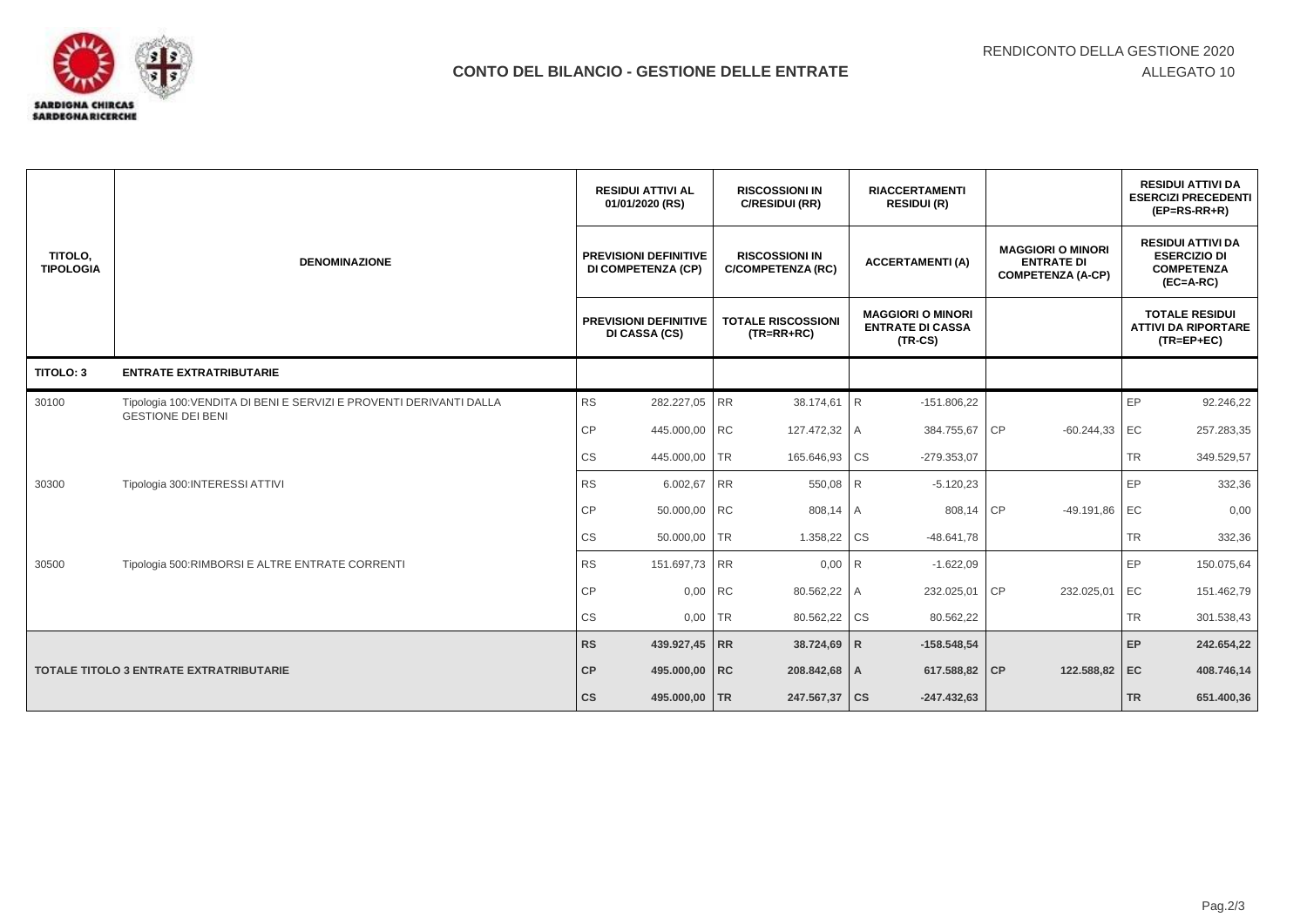RENDICONTO DELLA GESTIONE 2020

ALLEGATO 10

## CONTO DEL BILANCIO - GESTIONE DELLE ENTRATE

| TITOLO, TIPOLOGIA | DENOMINAZIONE | RESIDUI ATTIVI AL 01/01/2020 (RS) / PREVISIONI DEFINITIVE DI COMPETENZA (CP) / PREVISIONI DEFINITIVE DI CASSA (CS) | | RISCOSSIONI IN C/RESIDUI (RR) / RISCOSSIONI IN C/COMPETENZA (RC) / TOTALE RISCOSSIONI (TR=RR+RC) | | RIACCERTAMENTI RESIDUI (R) / ACCERTAMENTI (A) / MAGGIORI O MINORI ENTRATE DI CASSA (TR-CS) | | MAGGIORI O MINORI ENTRATE DI COMPETENZA (A-CP) | | RESIDUI ATTIVI DA ESERCIZI PRECEDENTI (EP=RS-RR+R) / RESIDUI ATTIVI DA ESERCIZIO DI COMPETENZA (EC=A-RC) / TOTALE RESIDUI ATTIVI DA RIPORTARE (TR=EP+EC) | |
|---|---|---|---|---|---|---|---|---|---|---|---|
| **TITOLO: 3** | **ENTRATE EXTRATRIBUTARIE** | | | | | | | | | | |
| 30100 | Tipologia 100:VENDITA DI BENI E SERVIZI E PROVENTI DERIVANTI DALLA GESTIONE DEI BENI | RS | 282.227,05 | RR | 38.174,61 | R | -151.806,22 | | | EP | 92.246,22 |
| | | CP | 445.000,00 | RC | 127.472,32 | A | 384.755,67 | CP | -60.244,33 | EC | 257.283,35 |
| | | CS | 445.000,00 | TR | 165.646,93 | CS | -279.353,07 | | | TR | 349.529,57 |
| 30300 | Tipologia 300:INTERESSI ATTIVI | RS | 6.002,67 | RR | 550,08 | R | -5.120,23 | | | EP | 332,36 |
| | | CP | 50.000,00 | RC | 808,14 | A | 808,14 | CP | -49.191,86 | EC | 0,00 |
| | | CS | 50.000,00 | TR | 1.358,22 | CS | -48.641,78 | | | TR | 332,36 |
| 30500 | Tipologia 500:RIMBORSI E ALTRE ENTRATE CORRENTI | RS | 151.697,73 | RR | 0,00 | R | -1.622,09 | | | EP | 150.075,64 |
| | | CP | 0,00 | RC | 80.562,22 | A | 232.025,01 | CP | 232.025,01 | EC | 151.462,79 |
| | | CS | 0,00 | TR | 80.562,22 | CS | 80.562,22 | | | TR | 301.538,43 |
| **TOTALE TITOLO 3 ENTRATE EXTRATRIBUTARIE** | | **RS** | **439.927,45** | **RR** | **38.724,69** | **R** | **-158.548,54** | | | **EP** | **242.654,22** |
| | | **CP** | **495.000,00** | **RC** | **208.842,68** | **A** | **617.588,82** | **CP** | **122.588,82** | **EC** | **408.746,14** |
| | | **CS** | **495.000,00** | **TR** | **247.567,37** | **CS** | **-247.432,63** | | | **TR** | **651.400,36** |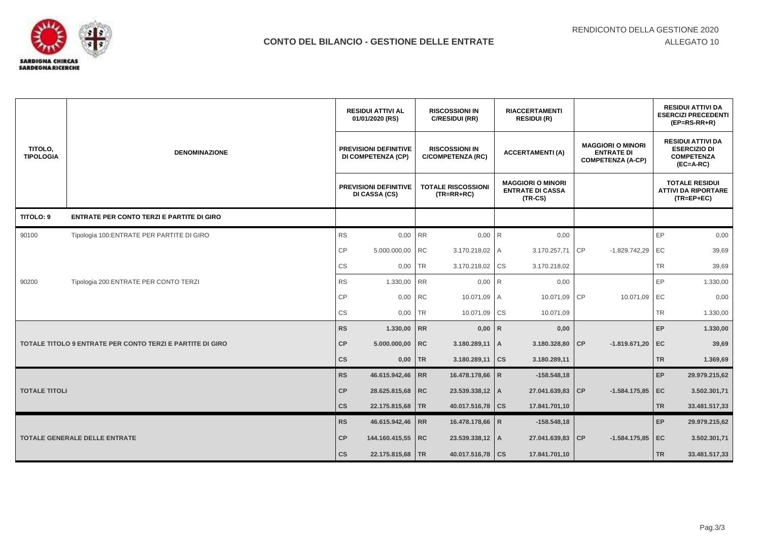# CONTO DEL BILANCIO - GESTIONE DELLE ENTRATE

RENDICONTO DELLA GESTIONE 2020

ALLEGATO 10

| TITOLO, TIPOLOGIA | DENOMINAZIONE | | RESIDUI ATTIVI AL 01/01/2020 (RS) / PREVISIONI DEFINITIVE DI COMPETENZA (CP) / PREVISIONI DEFINITIVE DI CASSA (CS) | | RISCOSSIONI IN C/RESIDUI (RR) / RISCOSSIONI IN C/COMPETENZA (RC) / TOTALE RISCOSSIONI (TR=RR+RC) | | RIACCERTAMENTI RESIDUI (R) / ACCERTAMENTI (A) / MAGGIORI O MINORI ENTRATE DI CASSA (TR-CS) | | MAGGIORI O MINORI ENTRATE DI COMPETENZA (A-CP) | | RESIDUI ATTIVI DA ESERCIZI PRECEDENTI (EP=RS-RR+R) / RESIDUI ATTIVI DA ESERCIZIO DI COMPETENZA (EC=A-RC) / TOTALE RESIDUI ATTIVI DA RIPORTARE (TR=EP+EC) |
|---|---|---|---|---|---|---|---|---|---|---|---|
| **TITOLO: 9** | **ENTRATE PER CONTO TERZI E PARTITE DI GIRO** | | | | | | | | | | |
| 90100 | Tipologia 100:ENTRATE PER PARTITE DI GIRO | RS | 0,00 | RR | 0,00 | R | 0,00 | | | EP | 0,00 |
| | | CP | 5.000.000,00 | RC | 3.170.218,02 | A | 3.170.257,71 | CP | -1.829.742,29 | EC | 39,69 |
| | | CS | 0,00 | TR | 3.170.218,02 | CS | 3.170.218,02 | | | TR | 39,69 |
| 90200 | Tipologia 200:ENTRATE PER CONTO TERZI | RS | 1.330,00 | RR | 0,00 | R | 0,00 | | | EP | 1.330,00 |
| | | CP | 0,00 | RC | 10.071,09 | A | 10.071,09 | CP | 10.071,09 | EC | 0,00 |
| | | CS | 0,00 | TR | 10.071,09 | CS | 10.071,09 | | | TR | 1.330,00 |
| **TOTALE TITOLO 9 ENTRATE PER CONTO TERZI E PARTITE DI GIRO** | | **RS** | **1.330,00** | **RR** | **0,00** | **R** | **0,00** | | | **EP** | **1.330,00** |
| | | **CP** | **5.000.000,00** | **RC** | **3.180.289,11** | **A** | **3.180.328,80** | **CP** | **-1.819.671,20** | **EC** | **39,69** |
| | | **CS** | **0,00** | **TR** | **3.180.289,11** | **CS** | **3.180.289,11** | | | **TR** | **1.369,69** |
| **TOTALE TITOLI** | | **RS** | **46.615.942,46** | **RR** | **16.478.178,66** | **R** | **-158.548,18** | | | **EP** | **29.979.215,62** |
| | | **CP** | **28.625.815,68** | **RC** | **23.539.338,12** | **A** | **27.041.639,83** | **CP** | **-1.584.175,85** | **EC** | **3.502.301,71** |
| | | **CS** | **22.175.815,68** | **TR** | **40.017.516,78** | **CS** | **17.841.701,10** | | | **TR** | **33.481.517,33** |
| **TOTALE GENERALE DELLE ENTRATE** | | **RS** | **46.615.942,46** | **RR** | **16.478.178,66** | **R** | **-158.548,18** | | | **EP** | **29.979.215,62** |
| | | **CP** | **144.160.415,55** | **RC** | **23.539.338,12** | **A** | **27.041.639,83** | **CP** | **-1.584.175,85** | **EC** | **3.502.301,71** |
| | | **CS** | **22.175.815,68** | **TR** | **40.017.516,78** | **CS** | **17.841.701,10** | | | **TR** | **33.481.517,33** |